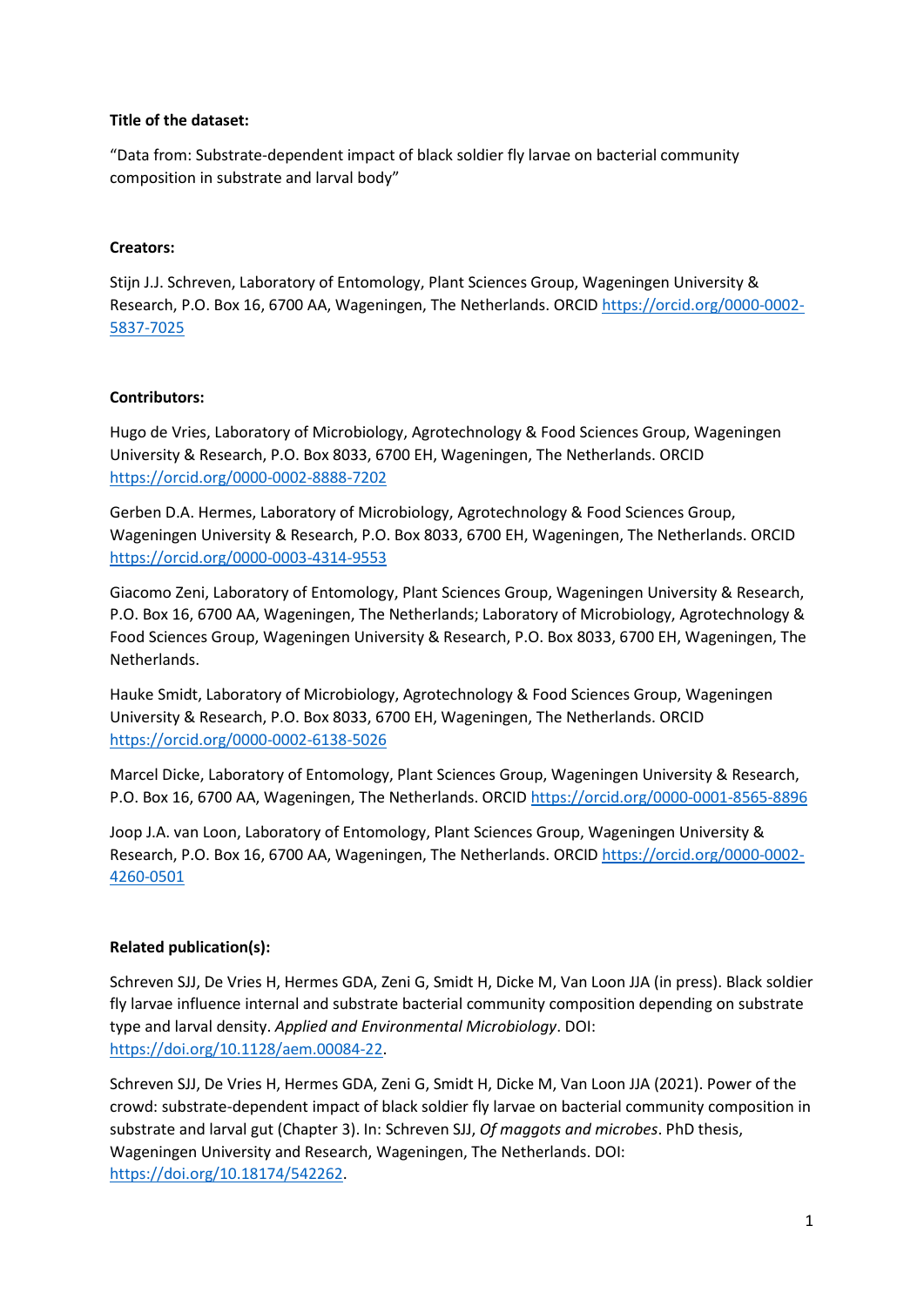**Title of the dataset:**

"Data from: Substrate-dependent impact of black soldier fly larvae on bacterial community composition in substrate and larval body"

**Creators:**

Stijn J.J. Schreven, Laboratory of Entomology, Plant Sciences Group, Wageningen University & Research, P.O. Box 16, 6700 AA, Wageningen, The Netherlands. ORCID https://orcid.org/0000-0002-5837-7025

**Contributors:**

Hugo de Vries, Laboratory of Microbiology, Agrotechnology & Food Sciences Group, Wageningen University & Research, P.O. Box 8033, 6700 EH, Wageningen, The Netherlands. ORCID https://orcid.org/0000-0002-8888-7202

Gerben D.A. Hermes, Laboratory of Microbiology, Agrotechnology & Food Sciences Group, Wageningen University & Research, P.O. Box 8033, 6700 EH, Wageningen, The Netherlands. ORCID https://orcid.org/0000-0003-4314-9553

Giacomo Zeni, Laboratory of Entomology, Plant Sciences Group, Wageningen University & Research, P.O. Box 16, 6700 AA, Wageningen, The Netherlands; Laboratory of Microbiology, Agrotechnology & Food Sciences Group, Wageningen University & Research, P.O. Box 8033, 6700 EH, Wageningen, The Netherlands.

Hauke Smidt, Laboratory of Microbiology, Agrotechnology & Food Sciences Group, Wageningen University & Research, P.O. Box 8033, 6700 EH, Wageningen, The Netherlands. ORCID https://orcid.org/0000-0002-6138-5026

Marcel Dicke, Laboratory of Entomology, Plant Sciences Group, Wageningen University & Research, P.O. Box 16, 6700 AA, Wageningen, The Netherlands. ORCID https://orcid.org/0000-0001-8565-8896

Joop J.A. van Loon, Laboratory of Entomology, Plant Sciences Group, Wageningen University & Research, P.O. Box 16, 6700 AA, Wageningen, The Netherlands. ORCID https://orcid.org/0000-0002-4260-0501

**Related publication(s):**

Schreven SJJ, De Vries H, Hermes GDA, Zeni G, Smidt H, Dicke M, Van Loon JJA (in press). Black soldier fly larvae influence internal and substrate bacterial community composition depending on substrate type and larval density. *Applied and Environmental Microbiology*. DOI: https://doi.org/10.1128/aem.00084-22.

Schreven SJJ, De Vries H, Hermes GDA, Zeni G, Smidt H, Dicke M, Van Loon JJA (2021). Power of the crowd: substrate-dependent impact of black soldier fly larvae on bacterial community composition in substrate and larval gut (Chapter 3). In: Schreven SJJ, *Of maggots and microbes*. PhD thesis, Wageningen University and Research, Wageningen, The Netherlands. DOI: https://doi.org/10.18174/542262.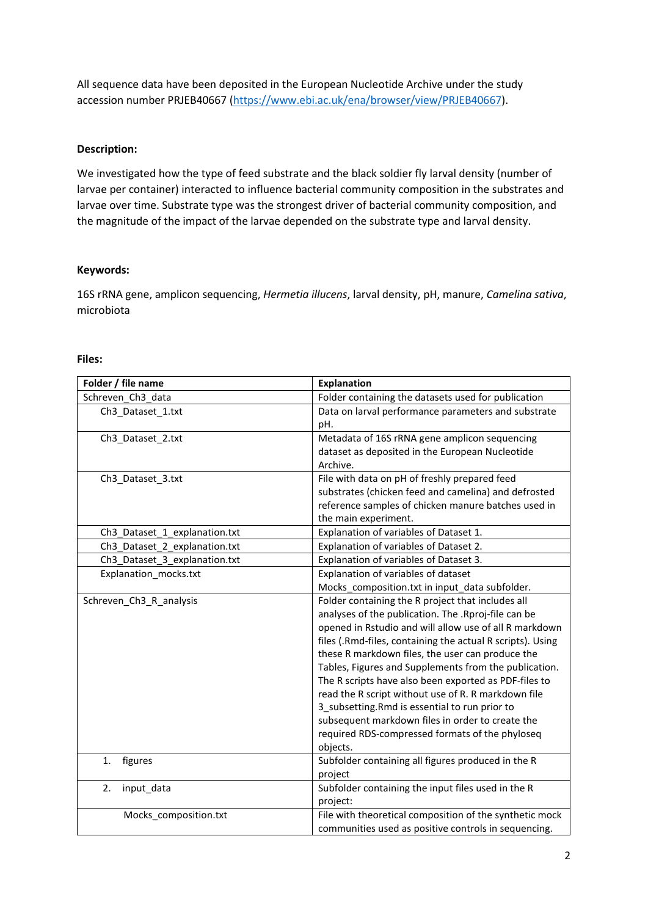All sequence data have been deposited in the European Nucleotide Archive under the study accession number PRJEB40667 (https://www.ebi.ac.uk/ena/browser/view/PRJEB40667).

**Description:**

We investigated how the type of feed substrate and the black soldier fly larval density (number of larvae per container) interacted to influence bacterial community composition in the substrates and larvae over time. Substrate type was the strongest driver of bacterial community composition, and the magnitude of the impact of the larvae depended on the substrate type and larval density.

**Keywords:**

16S rRNA gene, amplicon sequencing, *Hermetia illucens*, larval density, pH, manure, *Camelina sativa*, microbiota

**Files:**

| Folder / file name | Explanation |
| --- | --- |
| Schreven_Ch3_data | Folder containing the datasets used for publication |
| Ch3_Dataset_1.txt | Data on larval performance parameters and substrate pH. |
| Ch3_Dataset_2.txt | Metadata of 16S rRNA gene amplicon sequencing dataset as deposited in the European Nucleotide Archive. |
| Ch3_Dataset_3.txt | File with data on pH of freshly prepared feed substrates (chicken feed and camelina) and defrosted reference samples of chicken manure batches used in the main experiment. |
| Ch3_Dataset_1_explanation.txt | Explanation of variables of Dataset 1. |
| Ch3_Dataset_2_explanation.txt | Explanation of variables of Dataset 2. |
| Ch3_Dataset_3_explanation.txt | Explanation of variables of Dataset 3. |
| Explanation_mocks.txt | Explanation of variables of dataset Mocks_composition.txt in input_data subfolder. |
| Schreven_Ch3_R_analysis | Folder containing the R project that includes all analyses of the publication. The .Rproj-file can be opened in Rstudio and will allow use of all R markdown files (.Rmd-files, containing the actual R scripts). Using these R markdown files, the user can produce the Tables, Figures and Supplements from the publication. The R scripts have also been exported as PDF-files to read the R script without use of R. R markdown file 3_subsetting.Rmd is essential to run prior to subsequent markdown files in order to create the required RDS-compressed formats of the phyloseq objects. |
| 1. figures | Subfolder containing all figures produced in the R project |
| 2. input_data | Subfolder containing the input files used in the R project: |
| Mocks_composition.txt | File with theoretical composition of the synthetic mock communities used as positive controls in sequencing. |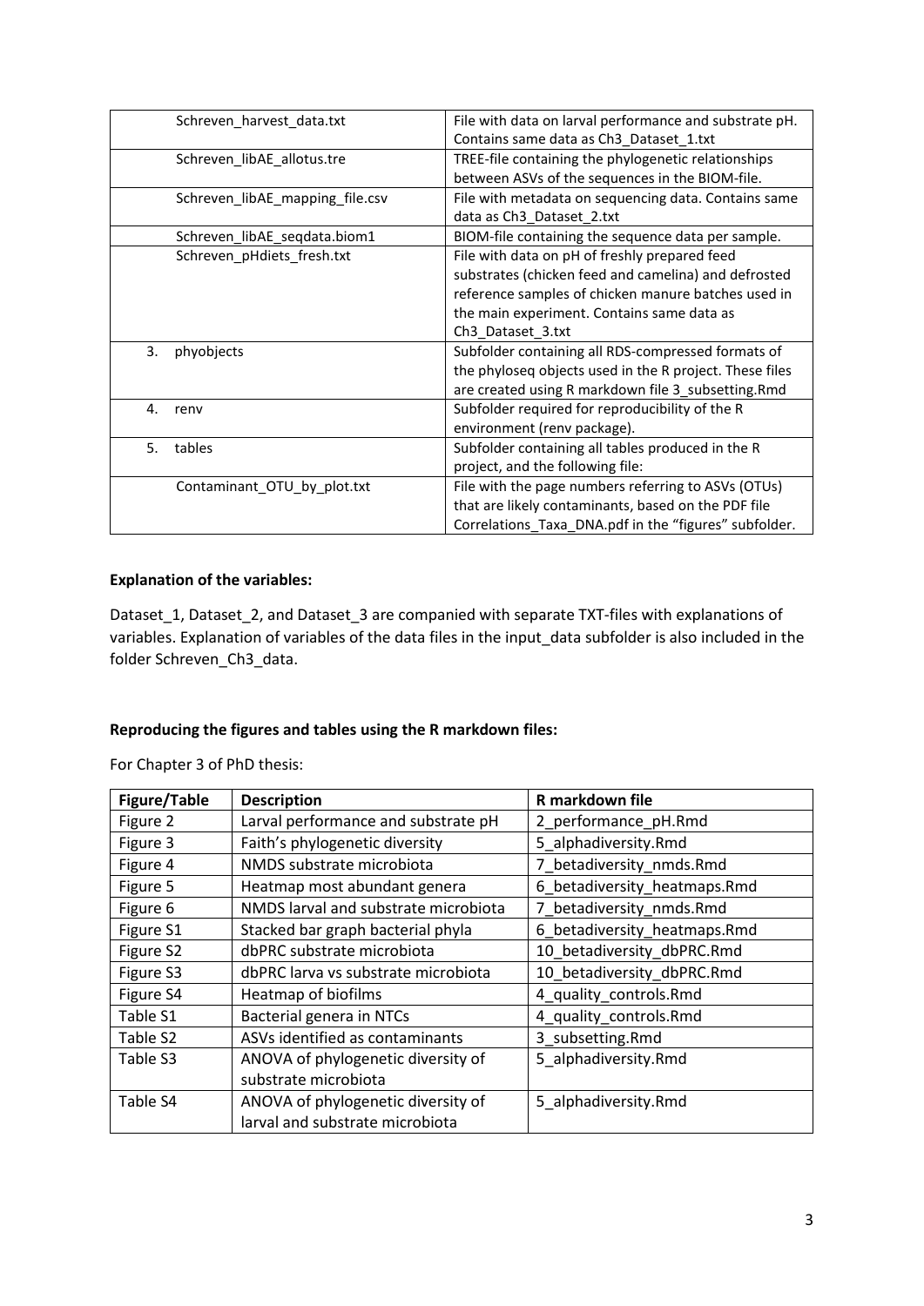| | |
|---|---|
| Schreven_harvest_data.txt | File with data on larval performance and substrate pH. Contains same data as Ch3_Dataset_1.txt |
| Schreven_libAE_allotus.tre | TREE-file containing the phylogenetic relationships between ASVs of the sequences in the BIOM-file. |
| Schreven_libAE_mapping_file.csv | File with metadata on sequencing data. Contains same data as Ch3_Dataset_2.txt |
| Schreven_libAE_seqdata.biom1 | BIOM-file containing the sequence data per sample. |
| Schreven_pHdiets_fresh.txt | File with data on pH of freshly prepared feed substrates (chicken feed and camelina) and defrosted reference samples of chicken manure batches used in the main experiment. Contains same data as Ch3_Dataset_3.txt |
| 3. phyobjects | Subfolder containing all RDS-compressed formats of the phyloseq objects used in the R project. These files are created using R markdown file 3_subsetting.Rmd |
| 4. renv | Subfolder required for reproducibility of the R environment (renv package). |
| 5. tables | Subfolder containing all tables produced in the R project, and the following file: |
| Contaminant_OTU_by_plot.txt | File with the page numbers referring to ASVs (OTUs) that are likely contaminants, based on the PDF file Correlations_Taxa_DNA.pdf in the “figures” subfolder. |

**Explanation of the variables:**

Dataset_1, Dataset_2, and Dataset_3 are companied with separate TXT-files with explanations of variables. Explanation of variables of the data files in the input_data subfolder is also included in the folder Schreven_Ch3_data.

**Reproducing the figures and tables using the R markdown files:**

For Chapter 3 of PhD thesis:

| Figure/Table | Description | R markdown file |
|---|---|---|
| Figure 2 | Larval performance and substrate pH | 2_performance_pH.Rmd |
| Figure 3 | Faith’s phylogenetic diversity | 5_alphadiversity.Rmd |
| Figure 4 | NMDS substrate microbiota | 7_betadiversity_nmds.Rmd |
| Figure 5 | Heatmap most abundant genera | 6_betadiversity_heatmaps.Rmd |
| Figure 6 | NMDS larval and substrate microbiota | 7_betadiversity_nmds.Rmd |
| Figure S1 | Stacked bar graph bacterial phyla | 6_betadiversity_heatmaps.Rmd |
| Figure S2 | dbPRC substrate microbiota | 10_betadiversity_dbPRC.Rmd |
| Figure S3 | dbPRC larva vs substrate microbiota | 10_betadiversity_dbPRC.Rmd |
| Figure S4 | Heatmap of biofilms | 4_quality_controls.Rmd |
| Table S1 | Bacterial genera in NTCs | 4_quality_controls.Rmd |
| Table S2 | ASVs identified as contaminants | 3_subsetting.Rmd |
| Table S3 | ANOVA of phylogenetic diversity of substrate microbiota | 5_alphadiversity.Rmd |
| Table S4 | ANOVA of phylogenetic diversity of larval and substrate microbiota | 5_alphadiversity.Rmd |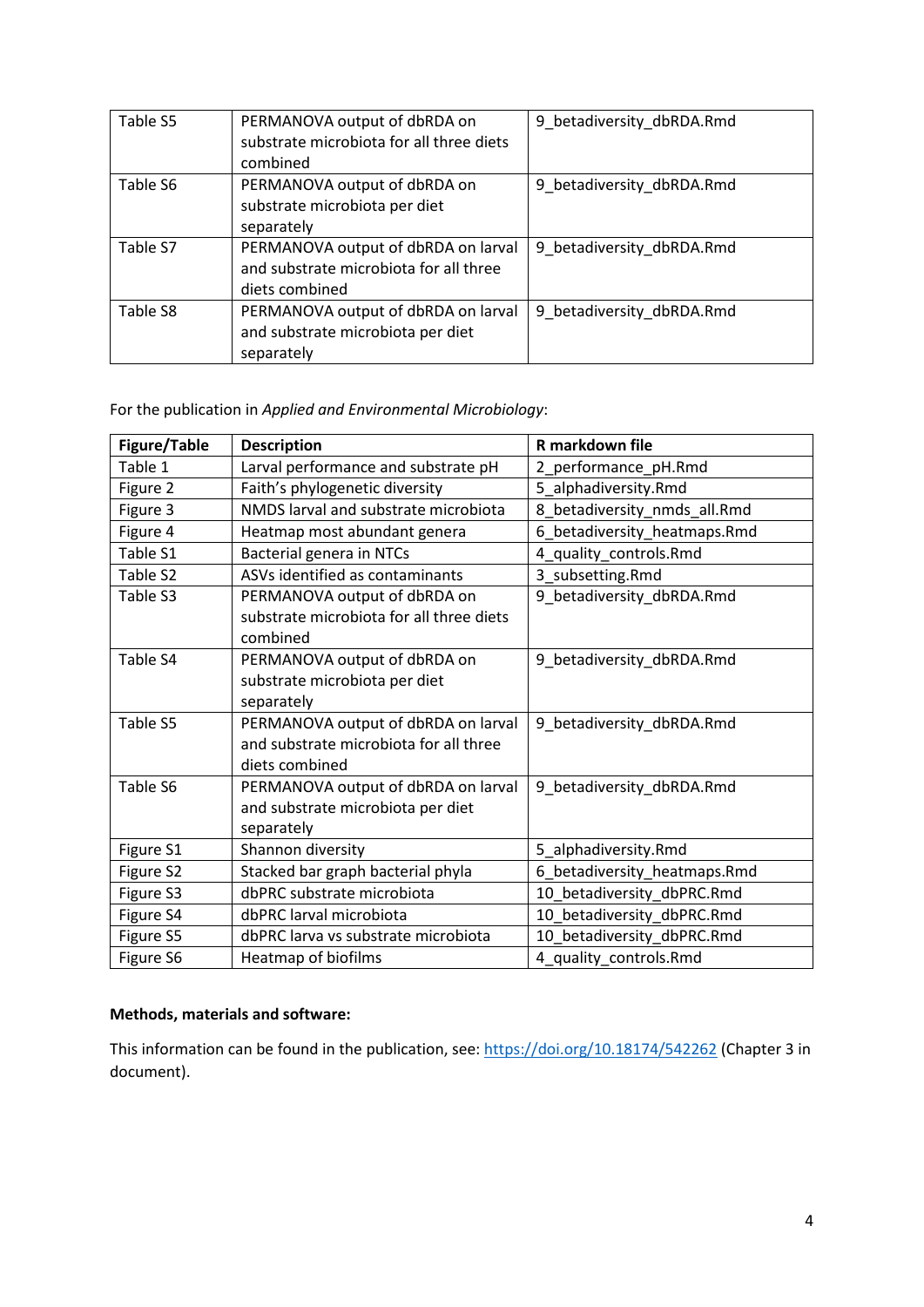| Table S5 | PERMANOVA output of dbRDA on substrate microbiota for all three diets combined | 9_betadiversity_dbRDA.Rmd |
|---|---|---|
| Table S6 | PERMANOVA output of dbRDA on substrate microbiota per diet separately | 9_betadiversity_dbRDA.Rmd |
| Table S7 | PERMANOVA output of dbRDA on larval and substrate microbiota for all three diets combined | 9_betadiversity_dbRDA.Rmd |
| Table S8 | PERMANOVA output of dbRDA on larval and substrate microbiota per diet separately | 9_betadiversity_dbRDA.Rmd |

For the publication in *Applied and Environmental Microbiology*:

| Figure/Table | Description | R markdown file |
|---|---|---|
| Table 1 | Larval performance and substrate pH | 2_performance_pH.Rmd |
| Figure 2 | Faith's phylogenetic diversity | 5_alphadiversity.Rmd |
| Figure 3 | NMDS larval and substrate microbiota | 8_betadiversity_nmds_all.Rmd |
| Figure 4 | Heatmap most abundant genera | 6_betadiversity_heatmaps.Rmd |
| Table S1 | Bacterial genera in NTCs | 4_quality_controls.Rmd |
| Table S2 | ASVs identified as contaminants | 3_subsetting.Rmd |
| Table S3 | PERMANOVA output of dbRDA on substrate microbiota for all three diets combined | 9_betadiversity_dbRDA.Rmd |
| Table S4 | PERMANOVA output of dbRDA on substrate microbiota per diet separately | 9_betadiversity_dbRDA.Rmd |
| Table S5 | PERMANOVA output of dbRDA on larval and substrate microbiota for all three diets combined | 9_betadiversity_dbRDA.Rmd |
| Table S6 | PERMANOVA output of dbRDA on larval and substrate microbiota per diet separately | 9_betadiversity_dbRDA.Rmd |
| Figure S1 | Shannon diversity | 5_alphadiversity.Rmd |
| Figure S2 | Stacked bar graph bacterial phyla | 6_betadiversity_heatmaps.Rmd |
| Figure S3 | dbPRC substrate microbiota | 10_betadiversity_dbPRC.Rmd |
| Figure S4 | dbPRC larval microbiota | 10_betadiversity_dbPRC.Rmd |
| Figure S5 | dbPRC larva vs substrate microbiota | 10_betadiversity_dbPRC.Rmd |
| Figure S6 | Heatmap of biofilms | 4_quality_controls.Rmd |

**Methods, materials and software:**

This information can be found in the publication, see: https://doi.org/10.18174/542262 (Chapter 3 in document).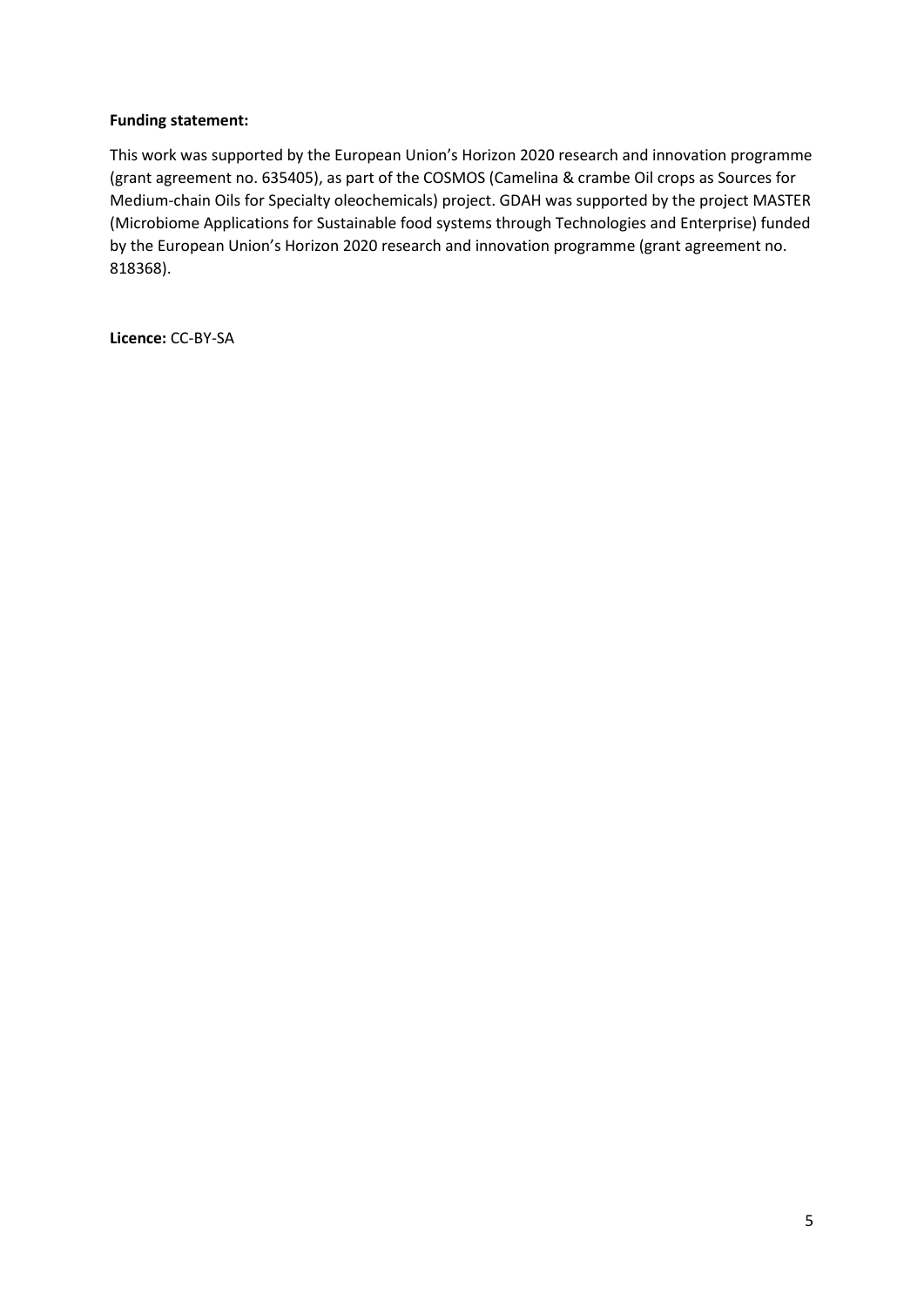**Funding statement:**

This work was supported by the European Union's Horizon 2020 research and innovation programme (grant agreement no. 635405), as part of the COSMOS (Camelina & crambe Oil crops as Sources for Medium-chain Oils for Specialty oleochemicals) project. GDAH was supported by the project MASTER (Microbiome Applications for Sustainable food systems through Technologies and Enterprise) funded by the European Union's Horizon 2020 research and innovation programme (grant agreement no. 818368).

**Licence:** CC-BY-SA